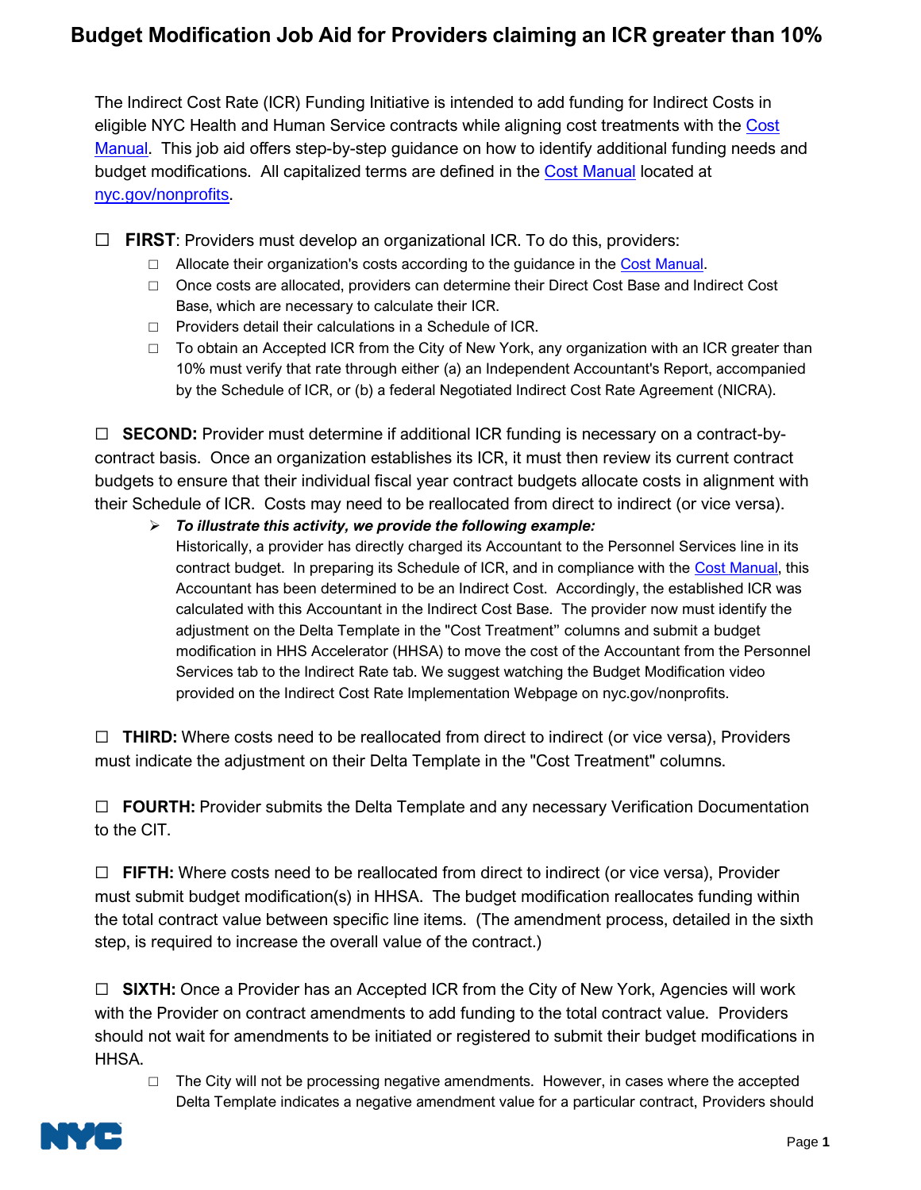# Budget Modification Job Aid for Providers claiming an ICR greater than 10%

The Indirect Cost Rate (ICR) Funding Initiative is intended to add funding for Indirect Costs in eligible NYC Health and Human Service contracts while aligning cost treatments with the Cost Manual. This job aid offers step-by-step guidance on how to identify additional funding needs and budget modifications. All capitalized terms are defined in the Cost Manual located at nyc.gov/nonprofits.

☐ **FIRST**: Providers must develop an organizational ICR. To do this, providers:

- ☐ Allocate their organization's costs according to the guidance in the Cost Manual.
- ☐ Once costs are allocated, providers can determine their Direct Cost Base and Indirect Cost Base, which are necessary to calculate their ICR.
- ☐ Providers detail their calculations in a Schedule of ICR.
- ☐ To obtain an Accepted ICR from the City of New York, any organization with an ICR greater than 10% must verify that rate through either (a) an Independent Accountant's Report, accompanied by the Schedule of ICR, or (b) a federal Negotiated Indirect Cost Rate Agreement (NICRA).

☐ **SECOND:** Provider must determine if additional ICR funding is necessary on a contract-by-contract basis. Once an organization establishes its ICR, it must then review its current contract budgets to ensure that their individual fiscal year contract budgets allocate costs in alignment with their Schedule of ICR. Costs may need to be reallocated from direct to indirect (or vice versa).

- ***To illustrate this activity, we provide the following example:***
  Historically, a provider has directly charged its Accountant to the Personnel Services line in its contract budget. In preparing its Schedule of ICR, and in compliance with the Cost Manual, this Accountant has been determined to be an Indirect Cost. Accordingly, the established ICR was calculated with this Accountant in the Indirect Cost Base. The provider now must identify the adjustment on the Delta Template in the "Cost Treatment" columns and submit a budget modification in HHS Accelerator (HHSA) to move the cost of the Accountant from the Personnel Services tab to the Indirect Rate tab. We suggest watching the Budget Modification video provided on the Indirect Cost Rate Implementation Webpage on nyc.gov/nonprofits.

☐ **THIRD:** Where costs need to be reallocated from direct to indirect (or vice versa), Providers must indicate the adjustment on their Delta Template in the "Cost Treatment" columns.

☐ **FOURTH:** Provider submits the Delta Template and any necessary Verification Documentation to the CIT.

☐ **FIFTH:** Where costs need to be reallocated from direct to indirect (or vice versa), Provider must submit budget modification(s) in HHSA. The budget modification reallocates funding within the total contract value between specific line items. (The amendment process, detailed in the sixth step, is required to increase the overall value of the contract.)

☐ **SIXTH:** Once a Provider has an Accepted ICR from the City of New York, Agencies will work with the Provider on contract amendments to add funding to the total contract value. Providers should not wait for amendments to be initiated or registered to submit their budget modifications in HHSA.

- ☐ The City will not be processing negative amendments. However, in cases where the accepted Delta Template indicates a negative amendment value for a particular contract, Providers should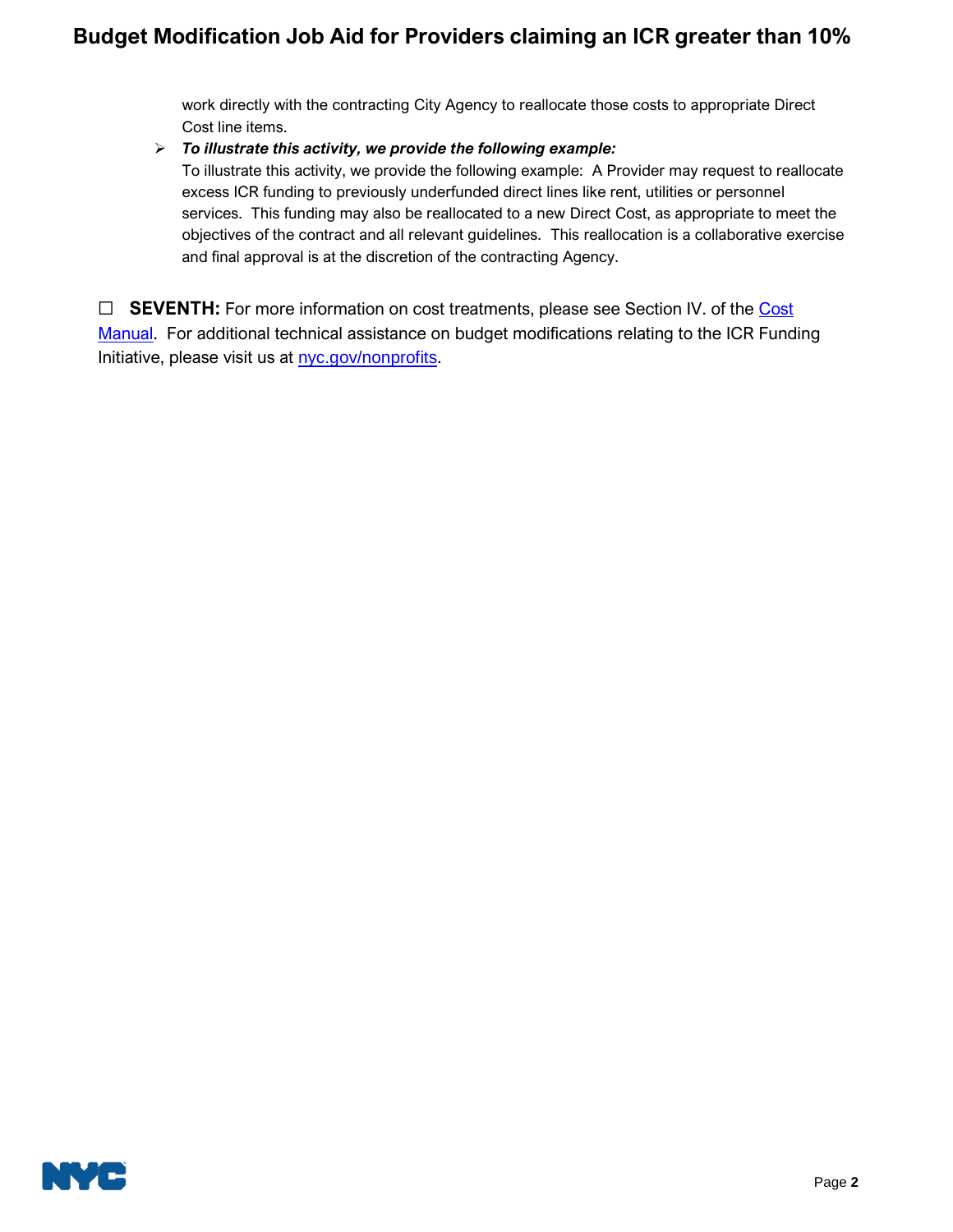work directly with the contracting City Agency to reallocate those costs to appropriate Direct Cost line items.

- ***To illustrate this activity, we provide the following example:***
  To illustrate this activity, we provide the following example: A Provider may request to reallocate excess ICR funding to previously underfunded direct lines like rent, utilities or personnel services. This funding may also be reallocated to a new Direct Cost, as appropriate to meet the objectives of the contract and all relevant guidelines. This reallocation is a collaborative exercise and final approval is at the discretion of the contracting Agency.

☐ **SEVENTH:** For more information on cost treatments, please see Section IV. of the [Cost Manual](). For additional technical assistance on budget modifications relating to the ICR Funding Initiative, please visit us at [nyc.gov/nonprofits]().